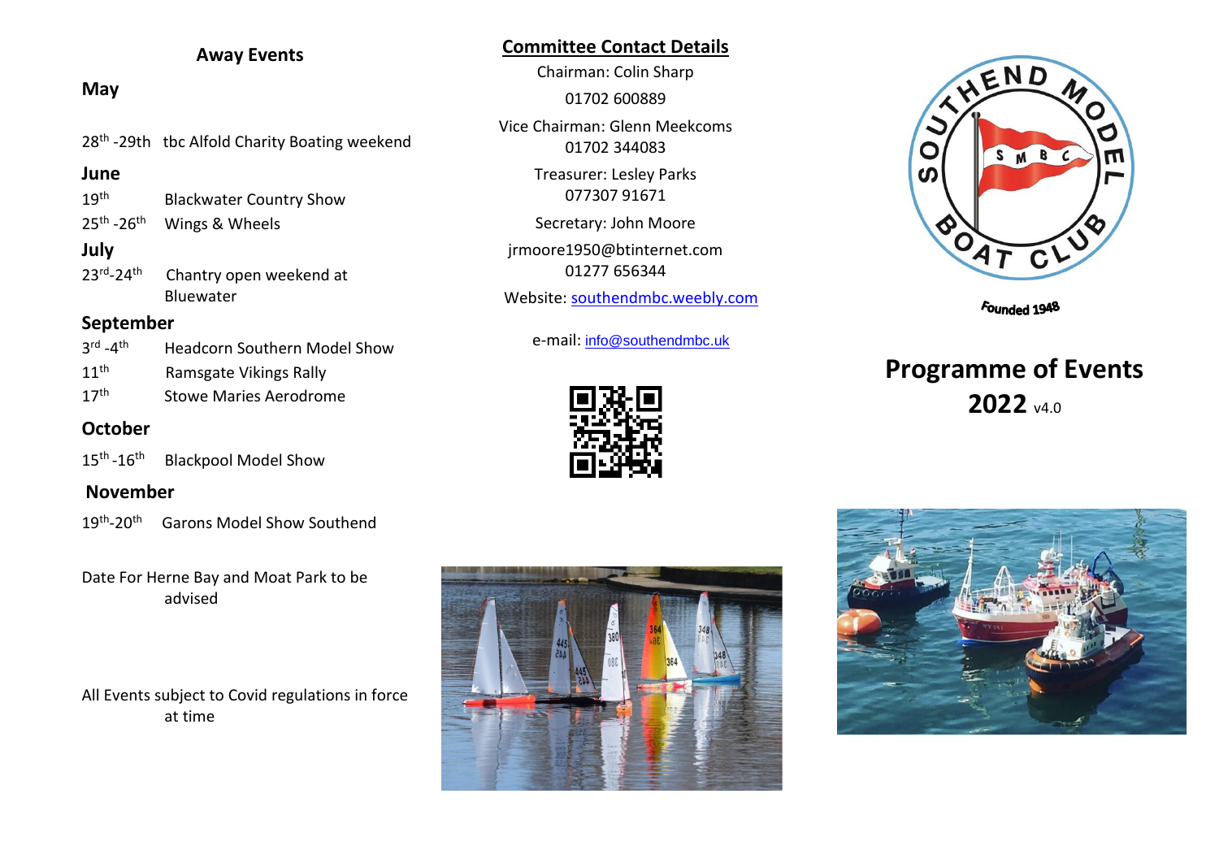## Away Events

### May

28th -29th tbc Alfold Charity Boating weekend

### June

19th Blackwater Country Show

25th -26th Wings & Wheels

### July

23rd-24th Chantry open weekend at Bluewater

### September

3rd -4th Headcorn Southern Model Show

11th Ramsgate Vikings Rally

17th Stowe Maries Aerodrome

### October

15th -16th Blackpool Model Show

### November

19th-20th Garons Model Show Southend

Date For Herne Bay and Moat Park to be advised

All Events subject to Covid regulations in force at time

## Committee Contact Details

Chairman: Colin Sharp

01702 600889

Vice Chairman: Glenn Meekcoms

01702 344083

Treasurer: Lesley Parks

077307 91671

Secretary: John Moore

jrmoore1950@btinternet.com

01277 656344

Website: southendmbc.weebly.com

e-mail: info@southendmbc.uk

SOUTHEND MODEL BOAT CLUB

S M B C

Founded 1948

# Programme of Events

# 2022 v4.0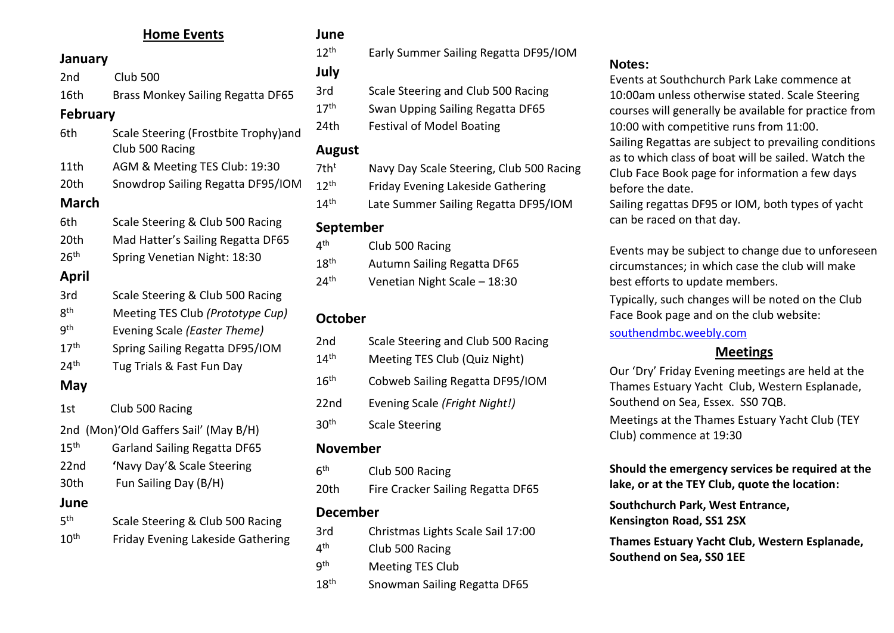## Home Events

### January

2nd Club 500

16th Brass Monkey Sailing Regatta DF65

### February

6th Scale Steering (Frostbite Trophy)and Club 500 Racing

11th AGM & Meeting TES Club: 19:30

20th Snowdrop Sailing Regatta DF95/IOM

### March

6th Scale Steering & Club 500 Racing

20th Mad Hatter's Sailing Regatta DF65

26th Spring Venetian Night: 18:30

### April

3rd Scale Steering & Club 500 Racing

8th Meeting TES Club *(Prototype Cup)*

9th Evening Scale *(Easter Theme)*

17th Spring Sailing Regatta DF95/IOM

24th Tug Trials & Fast Fun Day

### May

1st Club 500 Racing

2nd (Mon)'Old Gaffers Sail' (May B/H)

15th Garland Sailing Regatta DF65

22nd **'**Navy Day'& Scale Steering

30th Fun Sailing Day (B/H)

### June

5th Scale Steering & Club 500 Racing

10th Friday Evening Lakeside Gathering

12th Early Summer Sailing Regatta DF95/IOM

### July

3rd Scale Steering and Club 500 Racing

17th Swan Upping Sailing Regatta DF65

24th Festival of Model Boating

### August

7tht Navy Day Scale Steering, Club 500 Racing

12th Friday Evening Lakeside Gathering

14th Late Summer Sailing Regatta DF95/IOM

### September

4th Club 500 Racing

18th Autumn Sailing Regatta DF65

24th Venetian Night Scale – 18:30

### October

2nd Scale Steering and Club 500 Racing

14th Meeting TES Club (Quiz Night)

16th Cobweb Sailing Regatta DF95/IOM

22nd Evening Scale *(Fright Night!)*

30th Scale Steering

### November

6th Club 500 Racing

20th Fire Cracker Sailing Regatta DF65

### December

3rd Christmas Lights Scale Sail 17:00

4th Club 500 Racing

9th Meeting TES Club

18th Snowman Sailing Regatta DF65

**Notes:**

Events at Southchurch Park Lake commence at 10:00am unless otherwise stated. Scale Steering courses will generally be available for practice from 10:00 with competitive runs from 11:00.

Sailing Regattas are subject to prevailing conditions as to which class of boat will be sailed. Watch the Club Face Book page for information a few days before the date.

Sailing regattas DF95 or IOM, both types of yacht can be raced on that day.

Events may be subject to change due to unforeseen circumstances; in which case the club will make best efforts to update members.

Typically, such changes will be noted on the Club Face Book page and on the club website: southendmbc.weebly.com

## Meetings

Our 'Dry' Friday Evening meetings are held at the Thames Estuary Yacht Club, Western Esplanade, Southend on Sea, Essex. SS0 7QB.

Meetings at the Thames Estuary Yacht Club (TEY Club) commence at 19:30

**Should the emergency services be required at the lake, or at the TEY Club, quote the location:**

**Southchurch Park, West Entrance, Kensington Road, SS1 2SX**

**Thames Estuary Yacht Club, Western Esplanade, Southend on Sea, SS0 1EE**